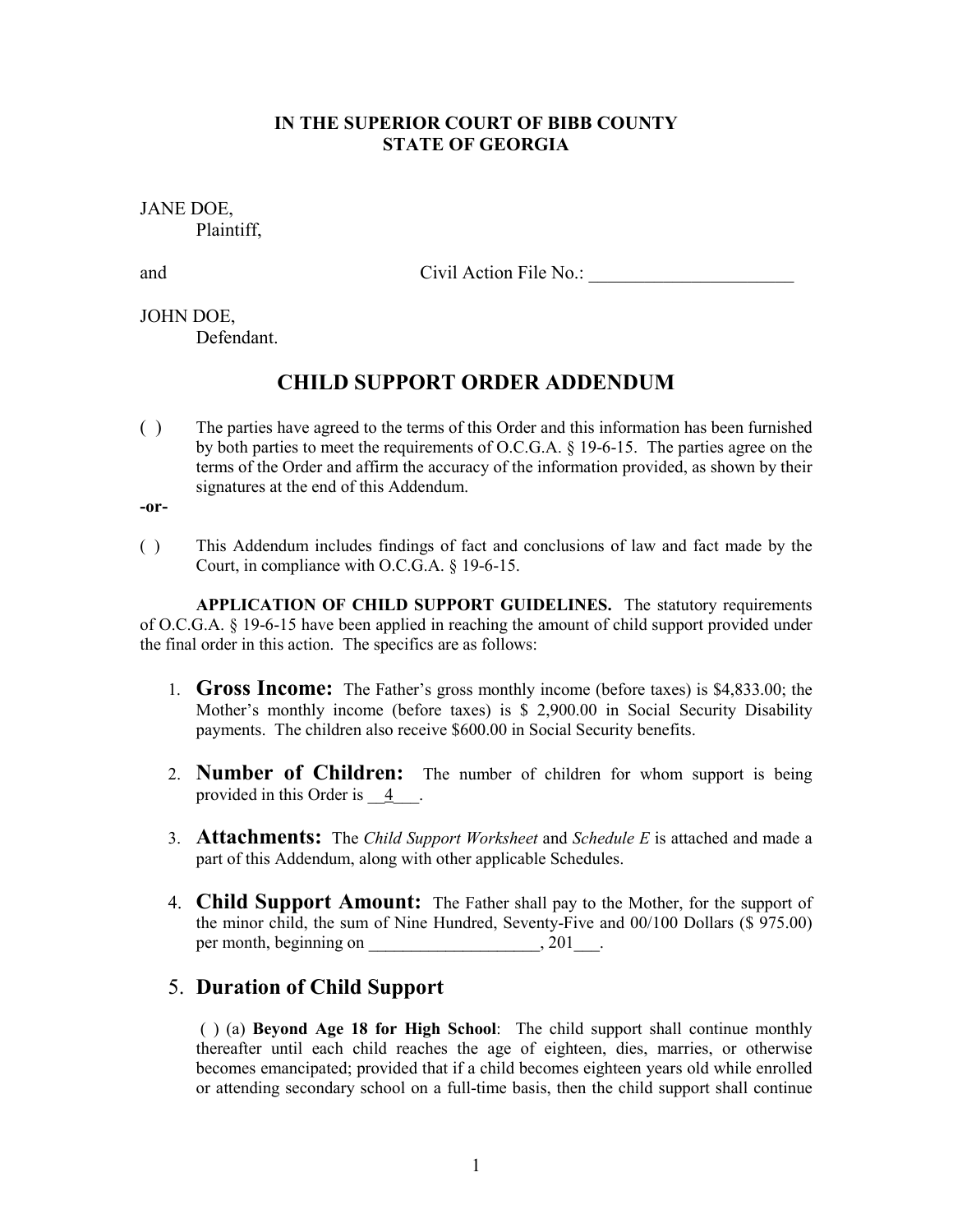**IN THE SUPERIOR COURT OF BIBB COUNTY**
**STATE OF GEORGIA**

JANE DOE,
Plaintiff,

and Civil Action File No.: ______________________

JOHN DOE,
Defendant.

# CHILD SUPPORT ORDER ADDENDUM

( ) The parties have agreed to the terms of this Order and this information has been furnished by both parties to meet the requirements of O.C.G.A. § 19-6-15. The parties agree on the terms of the Order and affirm the accuracy of the information provided, as shown by their signatures at the end of this Addendum.

**-or-**

( ) This Addendum includes findings of fact and conclusions of law and fact made by the Court, in compliance with O.C.G.A. § 19-6-15.

**APPLICATION OF CHILD SUPPORT GUIDELINES.** The statutory requirements of O.C.G.A. § 19-6-15 have been applied in reaching the amount of child support provided under the final order in this action. The specifics are as follows:

1. **Gross Income:** The Father's gross monthly income (before taxes) is $4,833.00; the Mother's monthly income (before taxes) is $ 2,900.00 in Social Security Disability payments. The children also receive $600.00 in Social Security benefits.

2. **Number of Children:** The number of children for whom support is being provided in this Order is __4___.

3. **Attachments:** The *Child Support Worksheet* and *Schedule E* is attached and made a part of this Addendum, along with other applicable Schedules.

4. **Child Support Amount:** The Father shall pay to the Mother, for the support of the minor child, the sum of Nine Hundred, Seventy-Five and 00/100 Dollars ($ 975.00) per month, beginning on ____________________, 201___.

## 5. Duration of Child Support

( ) (a) **Beyond Age 18 for High School**: The child support shall continue monthly thereafter until each child reaches the age of eighteen, dies, marries, or otherwise becomes emancipated; provided that if a child becomes eighteen years old while enrolled or attending secondary school on a full-time basis, then the child support shall continue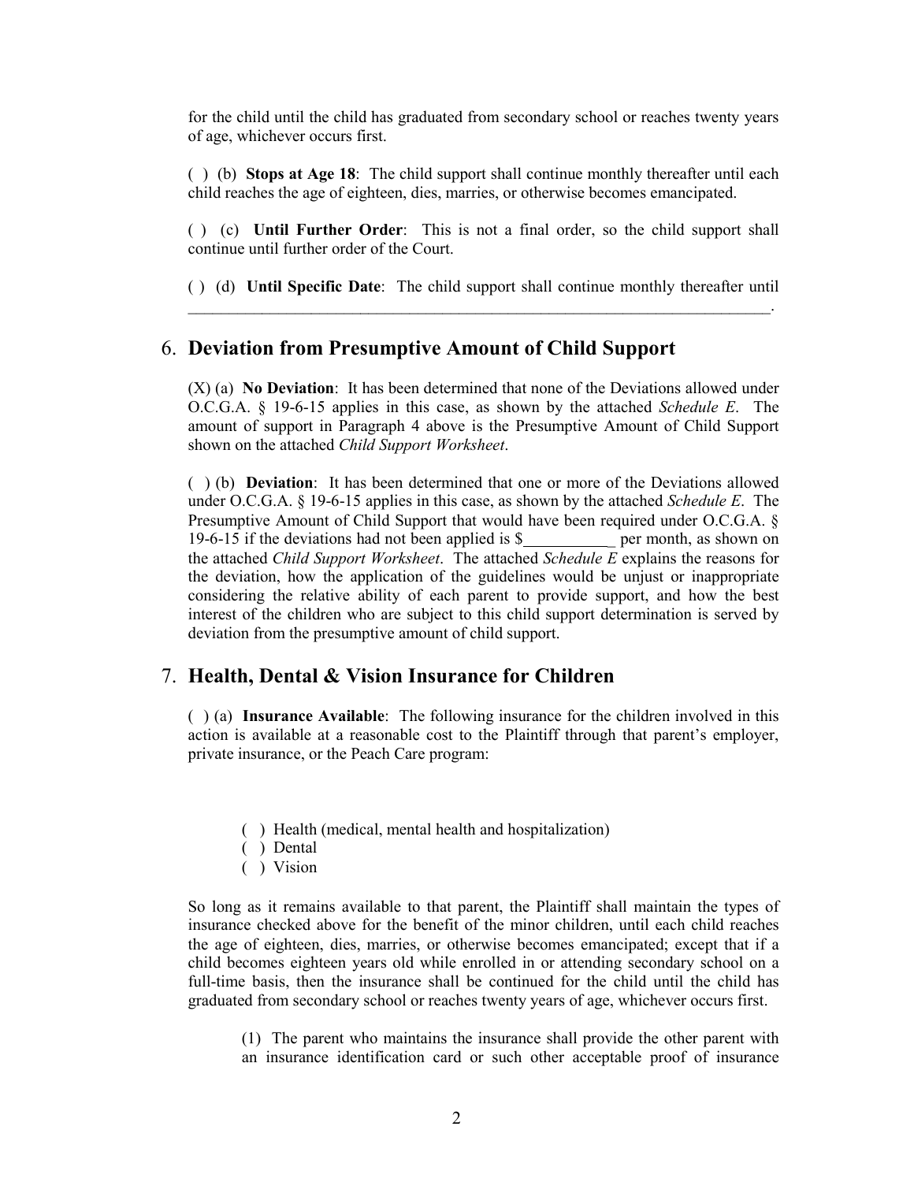for the child until the child has graduated from secondary school or reaches twenty years of age, whichever occurs first.

( ) (b) **Stops at Age 18**: The child support shall continue monthly thereafter until each child reaches the age of eighteen, dies, marries, or otherwise becomes emancipated.

( ) (c) **Until Further Order**: This is not a final order, so the child support shall continue until further order of the Court.

( ) (d) **Until Specific Date**: The child support shall continue monthly thereafter until \_\_\_\_\_\_\_\_\_\_\_\_\_\_\_\_\_\_\_\_\_\_\_\_\_\_\_\_\_\_\_\_\_\_\_\_\_\_\_\_\_\_\_\_\_\_\_\_\_\_\_\_\_\_\_\_\_\_\_\_\_\_\_\_\_\_\_\_\_\_.

## 6. Deviation from Presumptive Amount of Child Support

(X) (a) **No Deviation**: It has been determined that none of the Deviations allowed under O.C.G.A. § 19-6-15 applies in this case, as shown by the attached *Schedule E*. The amount of support in Paragraph 4 above is the Presumptive Amount of Child Support shown on the attached *Child Support Worksheet*.

( ) (b) **Deviation**: It has been determined that one or more of the Deviations allowed under O.C.G.A. § 19-6-15 applies in this case, as shown by the attached *Schedule E*. The Presumptive Amount of Child Support that would have been required under O.C.G.A. § 19-6-15 if the deviations had not been applied is $\_\_\_\_\_\_\_\_\_\_\_ per month, as shown on the attached *Child Support Worksheet*. The attached *Schedule E* explains the reasons for the deviation, how the application of the guidelines would be unjust or inappropriate considering the relative ability of each parent to provide support, and how the best interest of the children who are subject to this child support determination is served by deviation from the presumptive amount of child support.

## 7. Health, Dental & Vision Insurance for Children

( ) (a) **Insurance Available**: The following insurance for the children involved in this action is available at a reasonable cost to the Plaintiff through that parent's employer, private insurance, or the Peach Care program:

( ) Health (medical, mental health and hospitalization)
( ) Dental
( ) Vision

So long as it remains available to that parent, the Plaintiff shall maintain the types of insurance checked above for the benefit of the minor children, until each child reaches the age of eighteen, dies, marries, or otherwise becomes emancipated; except that if a child becomes eighteen years old while enrolled in or attending secondary school on a full-time basis, then the insurance shall be continued for the child until the child has graduated from secondary school or reaches twenty years of age, whichever occurs first.

(1) The parent who maintains the insurance shall provide the other parent with an insurance identification card or such other acceptable proof of insurance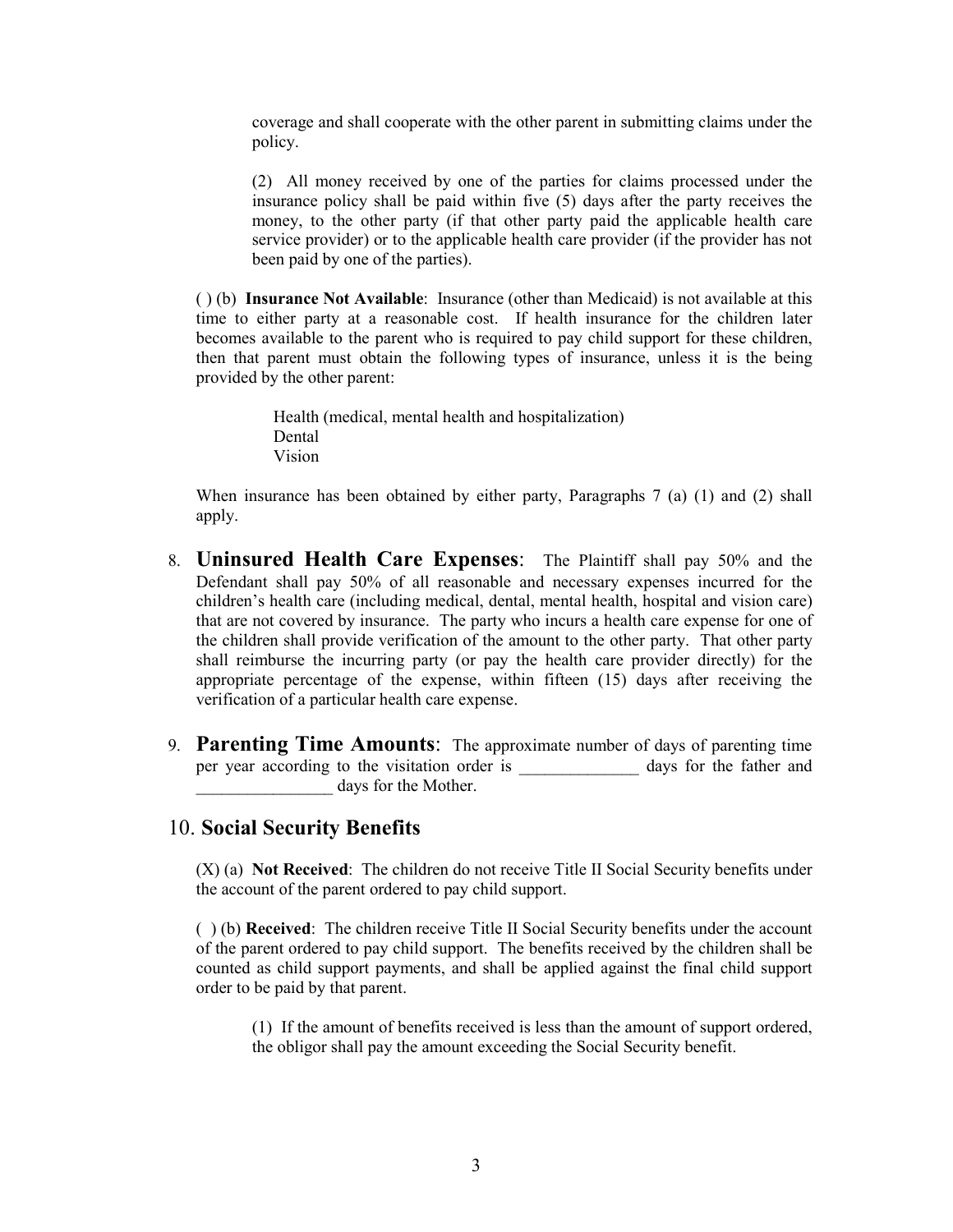coverage and shall cooperate with the other parent in submitting claims under the policy.

(2) All money received by one of the parties for claims processed under the insurance policy shall be paid within five (5) days after the party receives the money, to the other party (if that other party paid the applicable health care service provider) or to the applicable health care provider (if the provider has not been paid by one of the parties).

( ) (b) **Insurance Not Available**: Insurance (other than Medicaid) is not available at this time to either party at a reasonable cost. If health insurance for the children later becomes available to the parent who is required to pay child support for these children, then that parent must obtain the following types of insurance, unless it is the being provided by the other parent:

Health (medical, mental health and hospitalization)
Dental
Vision

When insurance has been obtained by either party, Paragraphs 7 (a) (1) and (2) shall apply.

8. **Uninsured Health Care Expenses**: The Plaintiff shall pay 50% and the Defendant shall pay 50% of all reasonable and necessary expenses incurred for the children's health care (including medical, dental, mental health, hospital and vision care) that are not covered by insurance. The party who incurs a health care expense for one of the children shall provide verification of the amount to the other party. That other party shall reimburse the incurring party (or pay the health care provider directly) for the appropriate percentage of the expense, within fifteen (15) days after receiving the verification of a particular health care expense.

9. **Parenting Time Amounts**: The approximate number of days of parenting time per year according to the visitation order is ______________ days for the father and ________________ days for the Mother.

## 10. Social Security Benefits

(X) (a) **Not Received**: The children do not receive Title II Social Security benefits under the account of the parent ordered to pay child support.

( ) (b) **Received**: The children receive Title II Social Security benefits under the account of the parent ordered to pay child support. The benefits received by the children shall be counted as child support payments, and shall be applied against the final child support order to be paid by that parent.

(1) If the amount of benefits received is less than the amount of support ordered, the obligor shall pay the amount exceeding the Social Security benefit.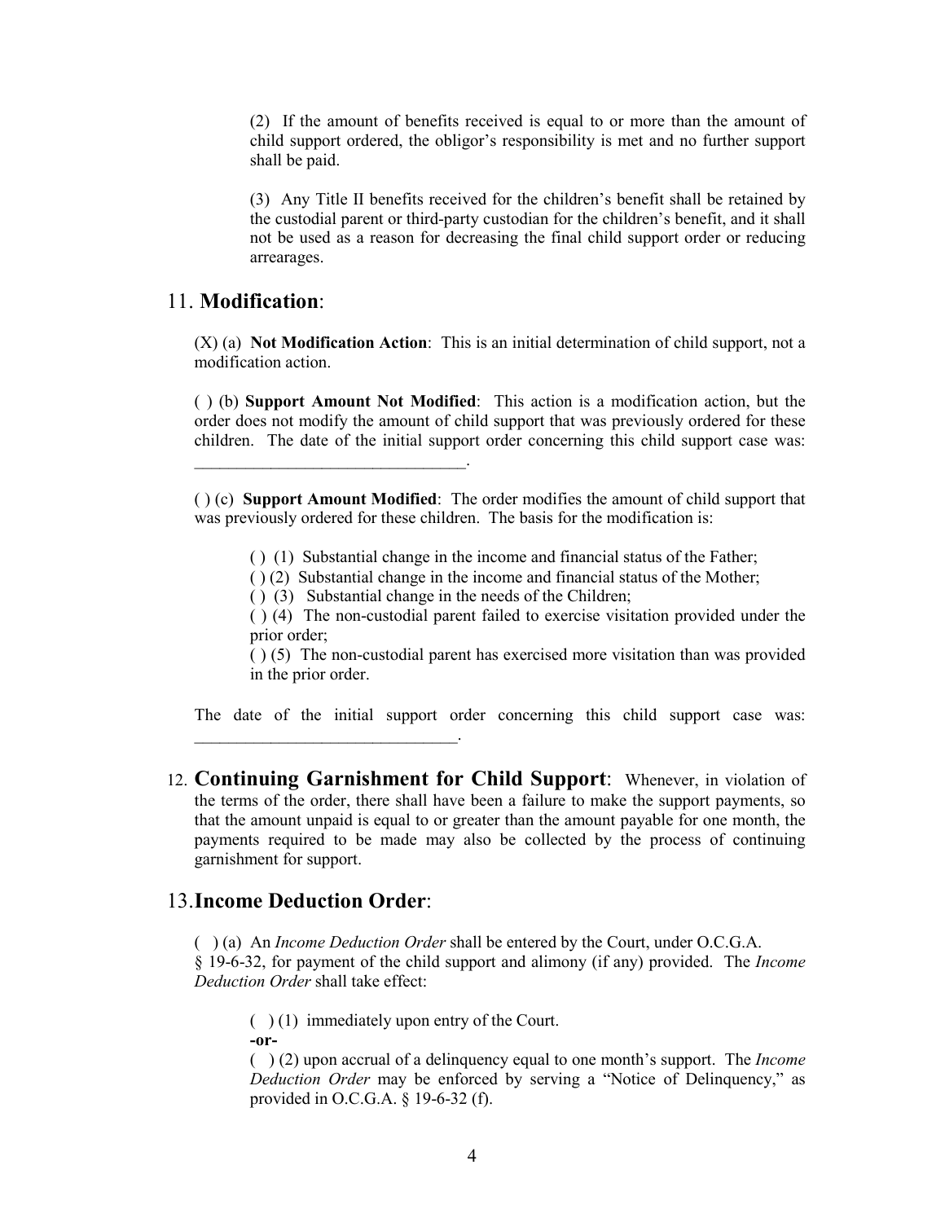(2) If the amount of benefits received is equal to or more than the amount of child support ordered, the obligor's responsibility is met and no further support shall be paid.

(3) Any Title II benefits received for the children's benefit shall be retained by the custodial parent or third-party custodian for the children's benefit, and it shall not be used as a reason for decreasing the final child support order or reducing arrearages.

## 11. **Modification**:

(X) (a) **Not Modification Action**: This is an initial determination of child support, not a modification action.

( ) (b) **Support Amount Not Modified**: This action is a modification action, but the order does not modify the amount of child support that was previously ordered for these children. The date of the initial support order concerning this child support case was: ________________________________.

( ) (c) **Support Amount Modified**: The order modifies the amount of child support that was previously ordered for these children. The basis for the modification is:

( ) (1) Substantial change in the income and financial status of the Father;
( ) (2) Substantial change in the income and financial status of the Mother;
( ) (3) Substantial change in the needs of the Children;
( ) (4) The non-custodial parent failed to exercise visitation provided under the prior order;
( ) (5) The non-custodial parent has exercised more visitation than was provided in the prior order.

The date of the initial support order concerning this child support case was: _______________________________.

## 12. **Continuing Garnishment for Child Support**:

Whenever, in violation of the terms of the order, there shall have been a failure to make the support payments, so that the amount unpaid is equal to or greater than the amount payable for one month, the payments required to be made may also be collected by the process of continuing garnishment for support.

## 13. **Income Deduction Order**:

( ) (a) An *Income Deduction Order* shall be entered by the Court, under O.C.G.A. § 19-6-32, for payment of the child support and alimony (if any) provided. The *Income Deduction Order* shall take effect:

( ) (1) immediately upon entry of the Court.
**-or-**
( ) (2) upon accrual of a delinquency equal to one month's support. The *Income Deduction Order* may be enforced by serving a "Notice of Delinquency," as provided in O.C.G.A. § 19-6-32 (f).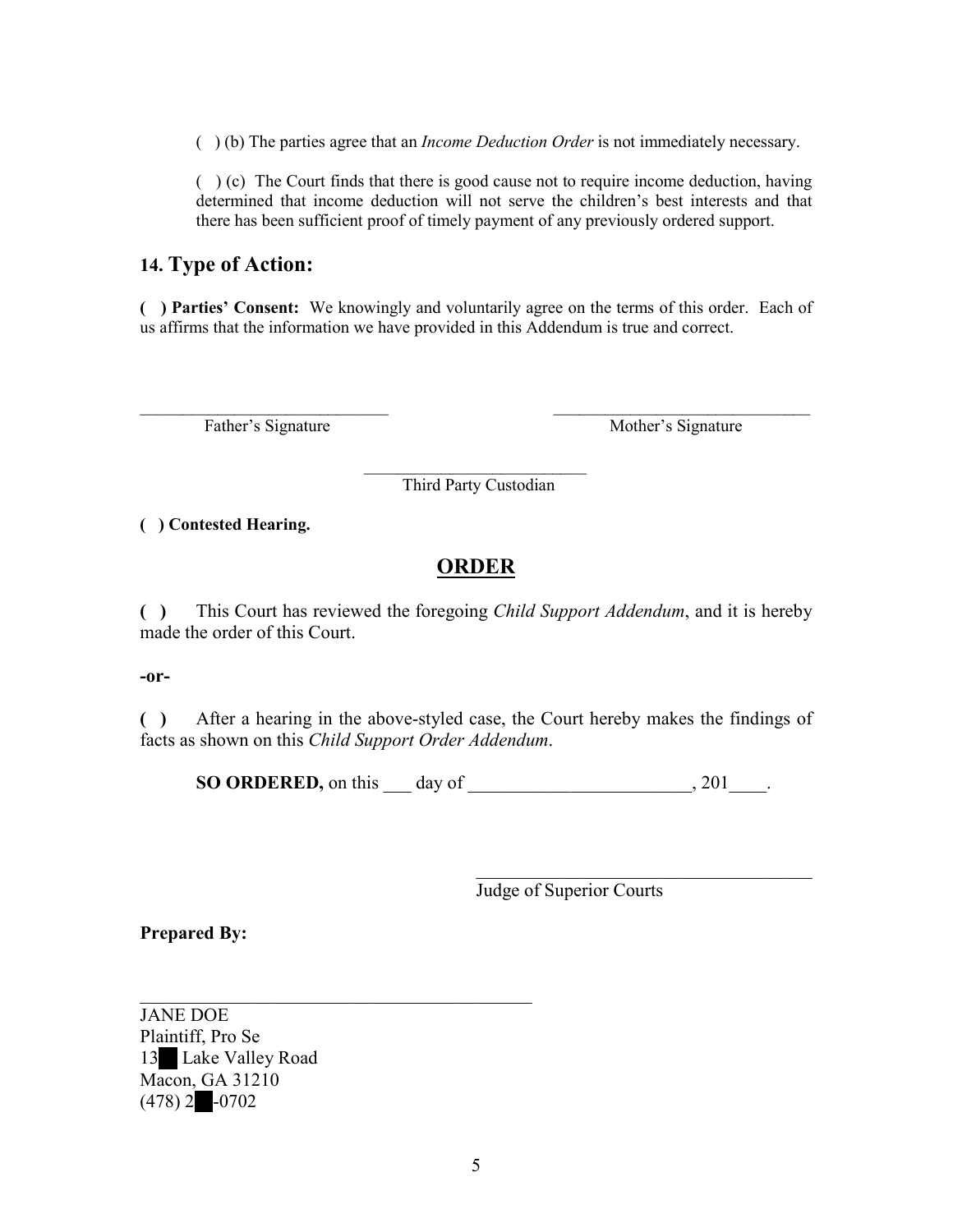( ) (b) The parties agree that an *Income Deduction Order* is not immediately necessary.

( ) (c) The Court finds that there is good cause not to require income deduction, having determined that income deduction will not serve the children's best interests and that there has been sufficient proof of timely payment of any previously ordered support.

## 14. Type of Action:

**( ) Parties' Consent:** We knowingly and voluntarily agree on the terms of this order. Each of us affirms that the information we have provided in this Addendum is true and correct.

\_\_\_\_\_\_\_\_\_\_\_\_\_\_\_\_\_\_\_\_\_\_\_\_\_\_\_\_\_\_ \_\_\_\_\_\_\_\_\_\_\_\_\_\_\_\_\_\_\_\_\_\_\_\_\_\_\_\_\_\_
Father's Signature Mother's Signature

\_\_\_\_\_\_\_\_\_\_\_\_\_\_\_\_\_\_\_\_\_\_\_\_\_\_\_
Third Party Custodian

**( ) Contested Hearing.**

## ORDER

**( )** This Court has reviewed the foregoing *Child Support Addendum*, and it is hereby made the order of this Court.

**-or-**

**( )** After a hearing in the above-styled case, the Court hereby makes the findings of facts as shown on this *Child Support Order Addendum*.

**SO ORDERED,** on this \_\_\_ day of \_\_\_\_\_\_\_\_\_\_\_\_\_\_\_\_\_\_\_\_\_\_\_\_, 201\_\_\_\_.

\_\_\_\_\_\_\_\_\_\_\_\_\_\_\_\_\_\_\_\_\_\_\_\_\_\_\_\_\_\_\_\_\_\_\_\_\_\_
Judge of Superior Courts

**Prepared By:**

\_\_\_\_\_\_\_\_\_\_\_\_\_\_\_\_\_\_\_\_\_\_\_\_\_\_\_\_\_\_\_\_\_\_\_\_\_\_\_\_\_\_\_\_
JANE DOE
Plaintiff, Pro Se
13██ Lake Valley Road
Macon, GA 31210
(478) 2██-0702